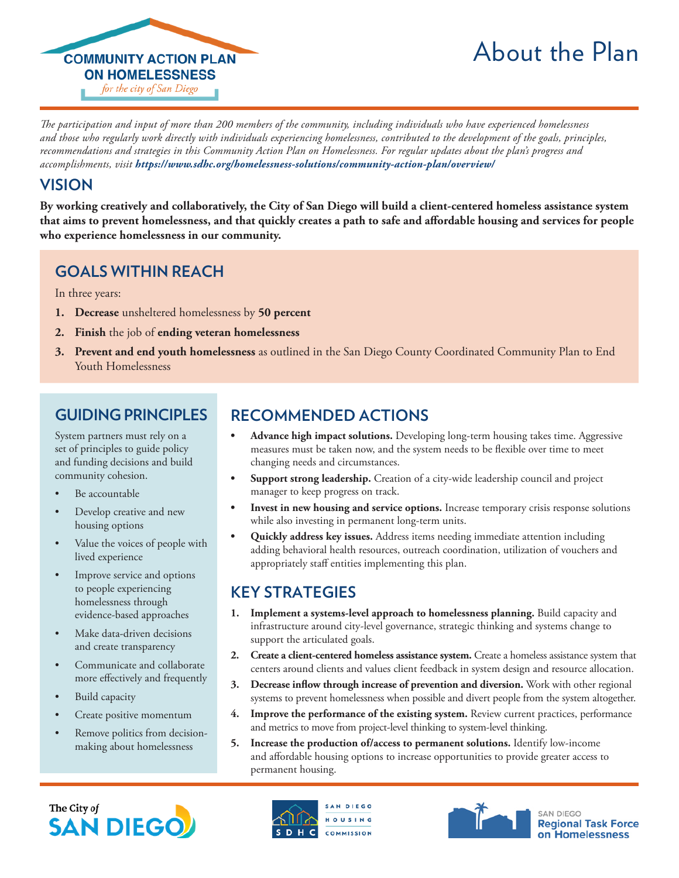**COMMUNITY ACTION PLAN ON HOMELESSNESS**
*for the city of San Diego*

# About the Plan

*The participation and input of more than 200 members of the community, including individuals who have experienced homelessness and those who regularly work directly with individuals experiencing homelessness, contributed to the development of the goals, principles, recommendations and strategies in this Community Action Plan on Homelessness. For regular updates about the plan's progress and accomplishments, visit* ***https://www.sdhc.org/homelessness-solutions/community-action-plan/overview/***

## VISION

**By working creatively and collaboratively, the City of San Diego will build a client-centered homeless assistance system that aims to prevent homelessness, and that quickly creates a path to safe and affordable housing and services for people who experience homelessness in our community.**

## GOALS WITHIN REACH

In three years:

1. **Decrease** unsheltered homelessness by **50 percent**
2. **Finish** the job of **ending veteran homelessness**
3. **Prevent and end youth homelessness** as outlined in the San Diego County Coordinated Community Plan to End Youth Homelessness

## GUIDING PRINCIPLES

System partners must rely on a set of principles to guide policy and funding decisions and build community cohesion.

- Be accountable
- Develop creative and new housing options
- Value the voices of people with lived experience
- Improve service and options to people experiencing homelessness through evidence-based approaches
- Make data-driven decisions and create transparency
- Communicate and collaborate more effectively and frequently
- Build capacity
- Create positive momentum
- Remove politics from decision-making about homelessness

## RECOMMENDED ACTIONS

- **Advance high impact solutions.** Developing long-term housing takes time. Aggressive measures must be taken now, and the system needs to be flexible over time to meet changing needs and circumstances.
- **Support strong leadership.** Creation of a city-wide leadership council and project manager to keep progress on track.
- **Invest in new housing and service options.** Increase temporary crisis response solutions while also investing in permanent long-term units.
- **Quickly address key issues.** Address items needing immediate attention including adding behavioral health resources, outreach coordination, utilization of vouchers and appropriately staff entities implementing this plan.

## KEY STRATEGIES

1. **Implement a systems-level approach to homelessness planning.** Build capacity and infrastructure around city-level governance, strategic thinking and systems change to support the articulated goals.
2. **Create a client-centered homeless assistance system.** Create a homeless assistance system that centers around clients and values client feedback in system design and resource allocation.
3. **Decrease inflow through increase of prevention and diversion.** Work with other regional systems to prevent homelessness when possible and divert people from the system altogether.
4. **Improve the performance of the existing system.** Review current practices, performance and metrics to move from project-level thinking to system-level thinking.
5. **Increase the production of/access to permanent solutions.** Identify low-income and affordable housing options to increase opportunities to provide greater access to permanent housing.

The City of San Diego | San Diego Housing Commission (SDHC) | San Diego Regional Task Force on Homelessness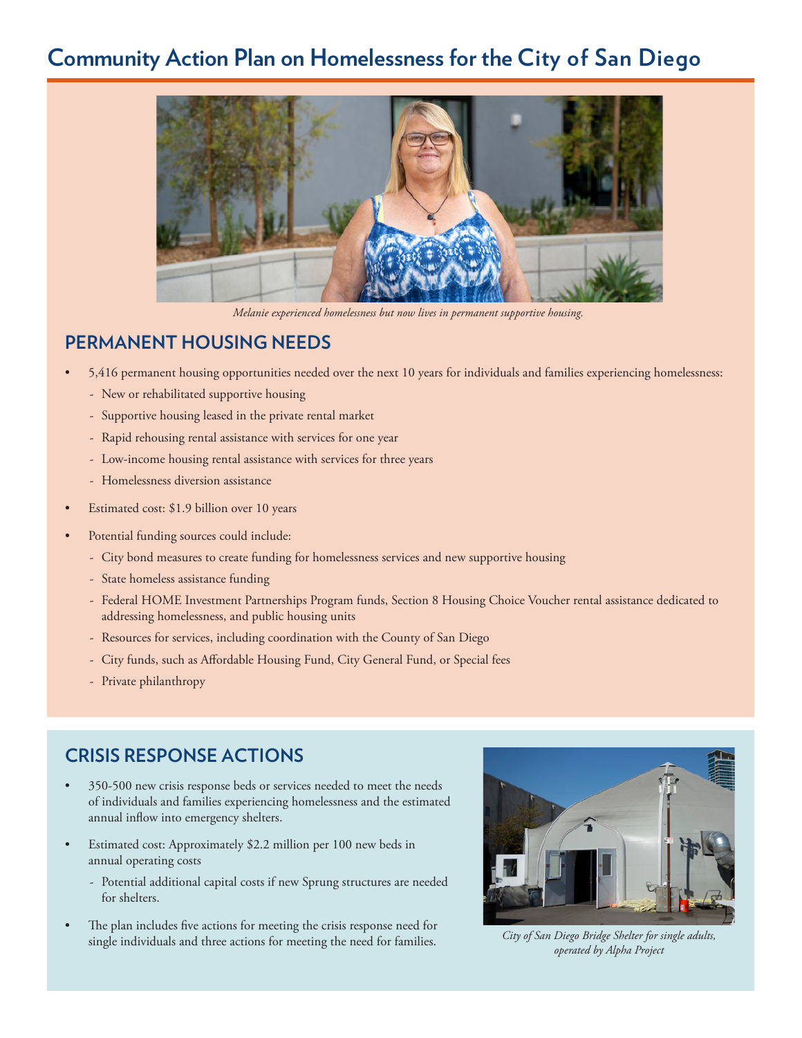# Community Action Plan on Homelessness for the City of San Diego

*Melanie experienced homelessness but now lives in permanent supportive housing.*

## PERMANENT HOUSING NEEDS

- 5,416 permanent housing opportunities needed over the next 10 years for individuals and families experiencing homelessness:
  - New or rehabilitated supportive housing
  - Supportive housing leased in the private rental market
  - Rapid rehousing rental assistance with services for one year
  - Low-income housing rental assistance with services for three years
  - Homelessness diversion assistance
- Estimated cost: $1.9 billion over 10 years
- Potential funding sources could include:
  - City bond measures to create funding for homelessness services and new supportive housing
  - State homeless assistance funding
  - Federal HOME Investment Partnerships Program funds, Section 8 Housing Choice Voucher rental assistance dedicated to addressing homelessness, and public housing units
  - Resources for services, including coordination with the County of San Diego
  - City funds, such as Affordable Housing Fund, City General Fund, or Special fees
  - Private philanthropy

## CRISIS RESPONSE ACTIONS

- 350-500 new crisis response beds or services needed to meet the needs of individuals and families experiencing homelessness and the estimated annual inflow into emergency shelters.
- Estimated cost: Approximately $2.2 million per 100 new beds in annual operating costs
  - Potential additional capital costs if new Sprung structures are needed for shelters.
- The plan includes five actions for meeting the crisis response need for single individuals and three actions for meeting the need for families.

*City of San Diego Bridge Shelter for single adults, operated by Alpha Project*